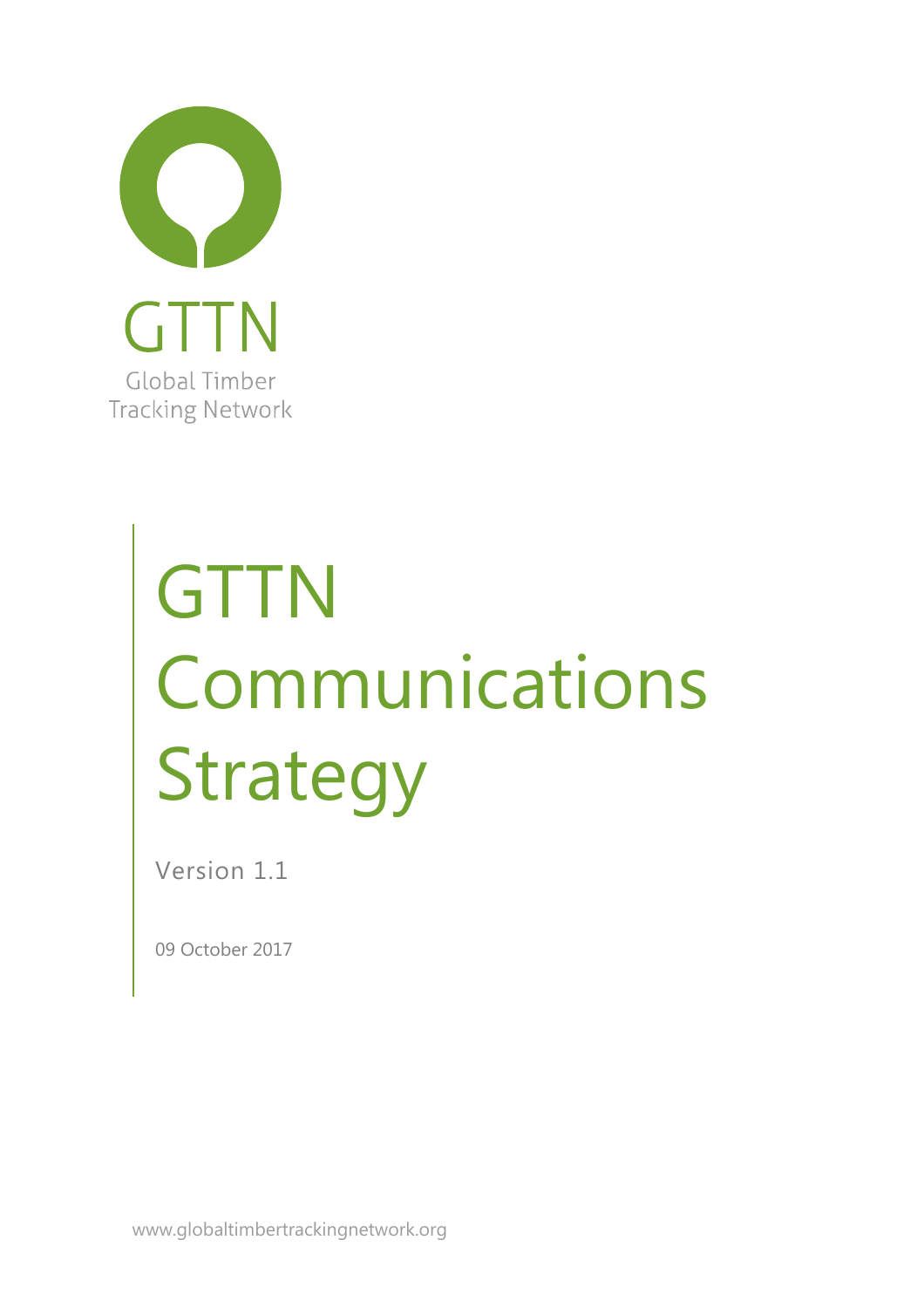GTTN

Global Timber Tracking Network

# GTTN Communications Strategy

Version 1.1

09 October 2017

www.globaltimbertrackingnetwork.org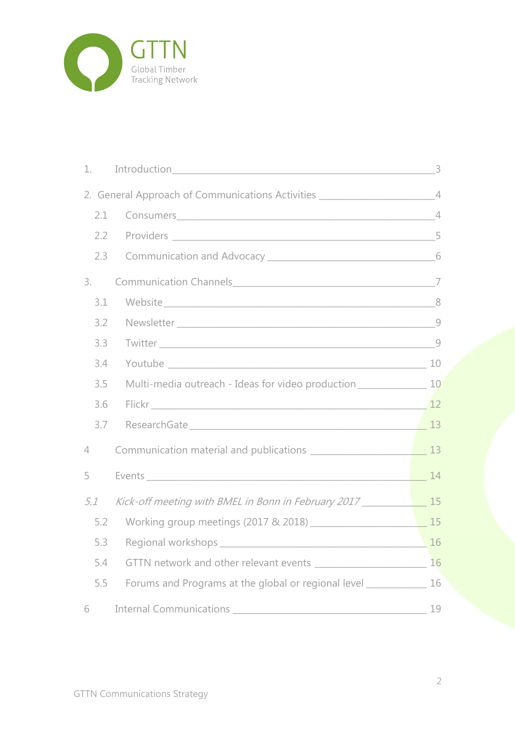GTTN

Global Timber Tracking Network

1. Introduction ____ 3

2. General Approach of Communications Activities ____ 4

   2.1 Consumers ____ 4

   2.2 Providers ____ 5

   2.3 Communication and Advocacy ____ 6

3. Communication Channels ____ 7

   3.1 Website ____ 8

   3.2 Newsletter ____ 9

   3.3 Twitter ____ 9

   3.4 Youtube ____ 10

   3.5 Multi-media outreach - Ideas for video production ____ 10

   3.6 Flickr ____ 12

   3.7 ResearchGate ____ 13

4 Communication material and publications ____ 13

5 Events ____ 14

*5.1 Kick-off meeting with BMEL in Bonn in February 2017* ____ 15

   5.2 Working group meetings (2017 & 2018) ____ 15

   5.3 Regional workshops ____ 16

   5.4 GTTN network and other relevant events ____ 16

   5.5 Forums and Programs at the global or regional level ____ 16

6 Internal Communications ____ 19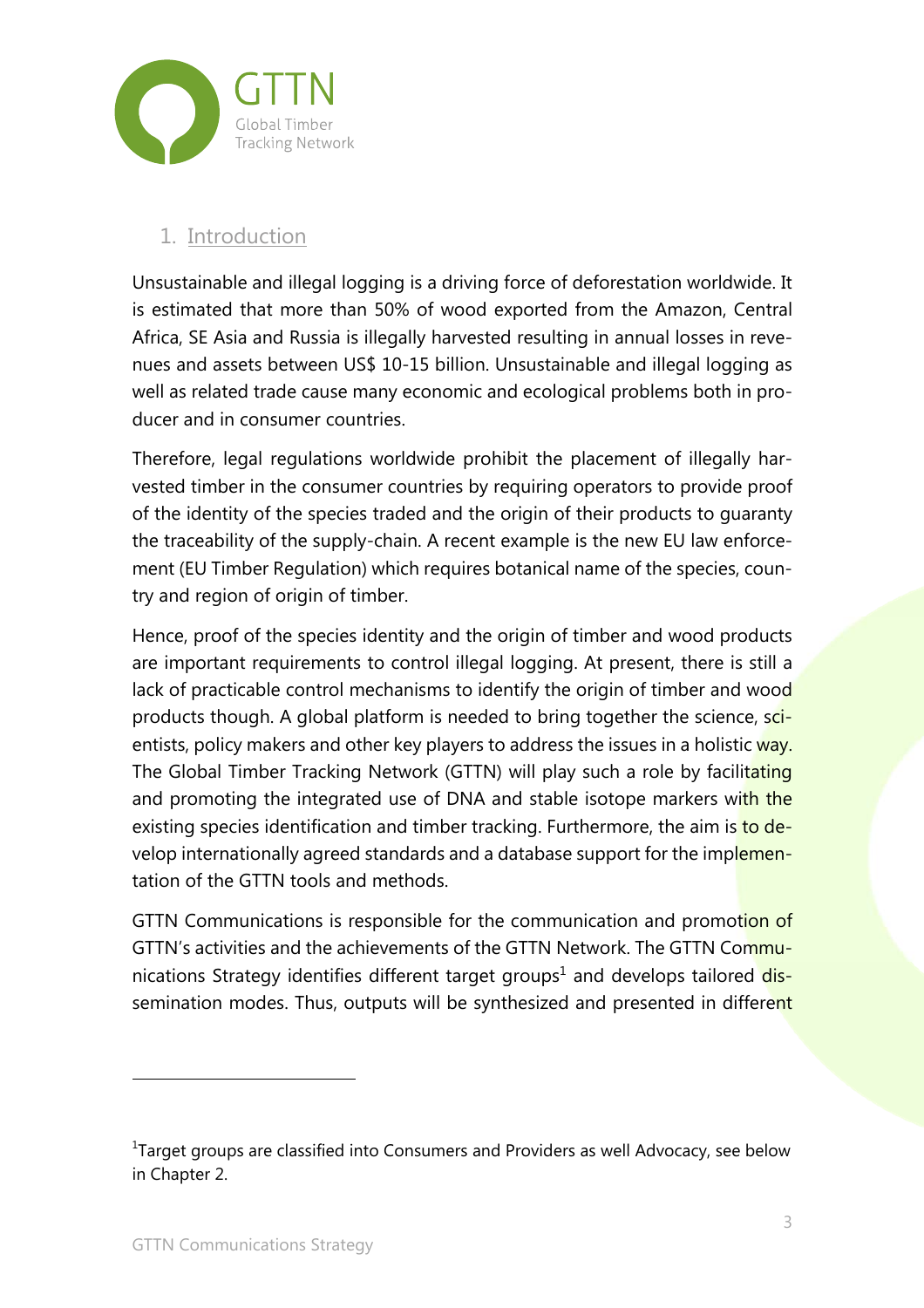## 1. Introduction

Unsustainable and illegal logging is a driving force of deforestation worldwide. It is estimated that more than 50% of wood exported from the Amazon, Central Africa, SE Asia and Russia is illegally harvested resulting in annual losses in revenues and assets between US$ 10-15 billion. Unsustainable and illegal logging as well as related trade cause many economic and ecological problems both in producer and in consumer countries.

Therefore, legal regulations worldwide prohibit the placement of illegally harvested timber in the consumer countries by requiring operators to provide proof of the identity of the species traded and the origin of their products to guaranty the traceability of the supply-chain. A recent example is the new EU law enforcement (EU Timber Regulation) which requires botanical name of the species, country and region of origin of timber.

Hence, proof of the species identity and the origin of timber and wood products are important requirements to control illegal logging. At present, there is still a lack of practicable control mechanisms to identify the origin of timber and wood products though. A global platform is needed to bring together the science, scientists, policy makers and other key players to address the issues in a holistic way. The Global Timber Tracking Network (GTTN) will play such a role by facilitating and promoting the integrated use of DNA and stable isotope markers with the existing species identification and timber tracking. Furthermore, the aim is to develop internationally agreed standards and a database support for the implementation of the GTTN tools and methods.

GTTN Communications is responsible for the communication and promotion of GTTN's activities and the achievements of the GTTN Network. The GTTN Communications Strategy identifies different target groups[1] and develops tailored dissemination modes. Thus, outputs will be synthesized and presented in different

[1] Target groups are classified into Consumers and Providers as well Advocacy, see below in Chapter 2.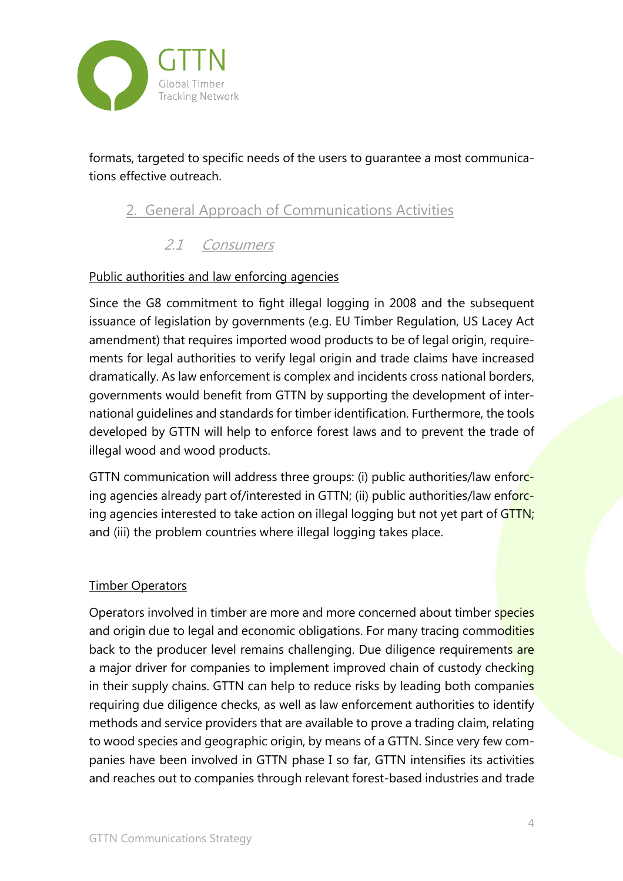formats, targeted to specific needs of the users to guarantee a most communications effective outreach.

## 2. General Approach of Communications Activities

### 2.1 Consumers

Public authorities and law enforcing agencies

Since the G8 commitment to fight illegal logging in 2008 and the subsequent issuance of legislation by governments (e.g. EU Timber Regulation, US Lacey Act amendment) that requires imported wood products to be of legal origin, requirements for legal authorities to verify legal origin and trade claims have increased dramatically. As law enforcement is complex and incidents cross national borders, governments would benefit from GTTN by supporting the development of international guidelines and standards for timber identification. Furthermore, the tools developed by GTTN will help to enforce forest laws and to prevent the trade of illegal wood and wood products.

GTTN communication will address three groups: (i) public authorities/law enforcing agencies already part of/interested in GTTN; (ii) public authorities/law enforcing agencies interested to take action on illegal logging but not yet part of GTTN; and (iii) the problem countries where illegal logging takes place.

Timber Operators

Operators involved in timber are more and more concerned about timber species and origin due to legal and economic obligations. For many tracing commodities back to the producer level remains challenging. Due diligence requirements are a major driver for companies to implement improved chain of custody checking in their supply chains. GTTN can help to reduce risks by leading both companies requiring due diligence checks, as well as law enforcement authorities to identify methods and service providers that are available to prove a trading claim, relating to wood species and geographic origin, by means of a GTTN. Since very few companies have been involved in GTTN phase I so far, GTTN intensifies its activities and reaches out to companies through relevant forest-based industries and trade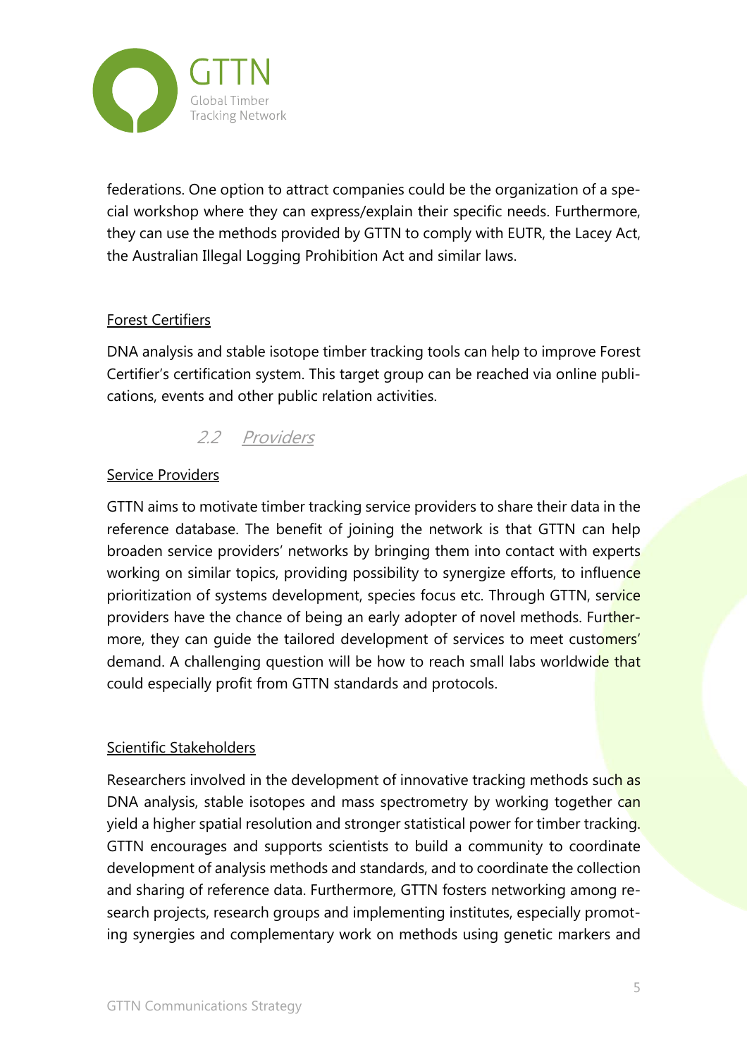federations. One option to attract companies could be the organization of a special workshop where they can express/explain their specific needs. Furthermore, they can use the methods provided by GTTN to comply with EUTR, the Lacey Act, the Australian Illegal Logging Prohibition Act and similar laws.

Forest Certifiers

DNA analysis and stable isotope timber tracking tools can help to improve Forest Certifier's certification system. This target group can be reached via online publications, events and other public relation activities.

## 2.2 Providers

Service Providers

GTTN aims to motivate timber tracking service providers to share their data in the reference database. The benefit of joining the network is that GTTN can help broaden service providers' networks by bringing them into contact with experts working on similar topics, providing possibility to synergize efforts, to influence prioritization of systems development, species focus etc. Through GTTN, service providers have the chance of being an early adopter of novel methods. Furthermore, they can guide the tailored development of services to meet customers' demand. A challenging question will be how to reach small labs worldwide that could especially profit from GTTN standards and protocols.

Scientific Stakeholders

Researchers involved in the development of innovative tracking methods such as DNA analysis, stable isotopes and mass spectrometry by working together can yield a higher spatial resolution and stronger statistical power for timber tracking. GTTN encourages and supports scientists to build a community to coordinate development of analysis methods and standards, and to coordinate the collection and sharing of reference data. Furthermore, GTTN fosters networking among research projects, research groups and implementing institutes, especially promoting synergies and complementary work on methods using genetic markers and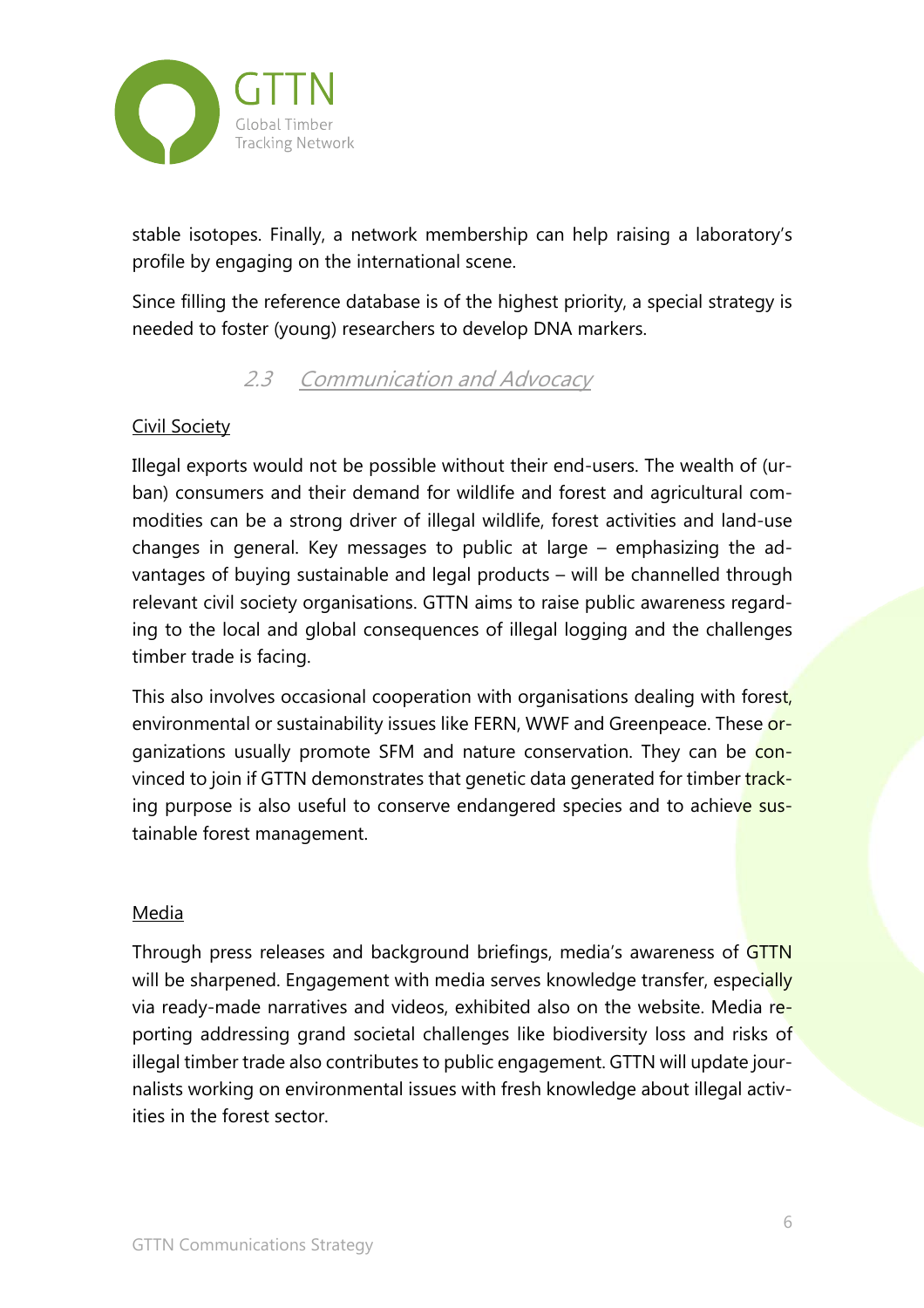stable isotopes. Finally, a network membership can help raising a laboratory's profile by engaging on the international scene.

Since filling the reference database is of the highest priority, a special strategy is needed to foster (young) researchers to develop DNA markers.

### 2.3 Communication and Advocacy

Civil Society

Illegal exports would not be possible without their end-users. The wealth of (urban) consumers and their demand for wildlife and forest and agricultural commodities can be a strong driver of illegal wildlife, forest activities and land-use changes in general. Key messages to public at large – emphasizing the advantages of buying sustainable and legal products – will be channelled through relevant civil society organisations. GTTN aims to raise public awareness regarding to the local and global consequences of illegal logging and the challenges timber trade is facing.

This also involves occasional cooperation with organisations dealing with forest, environmental or sustainability issues like FERN, WWF and Greenpeace. These organizations usually promote SFM and nature conservation. They can be convinced to join if GTTN demonstrates that genetic data generated for timber tracking purpose is also useful to conserve endangered species and to achieve sustainable forest management.

Media

Through press releases and background briefings, media's awareness of GTTN will be sharpened. Engagement with media serves knowledge transfer, especially via ready-made narratives and videos, exhibited also on the website. Media reporting addressing grand societal challenges like biodiversity loss and risks of illegal timber trade also contributes to public engagement. GTTN will update journalists working on environmental issues with fresh knowledge about illegal activities in the forest sector.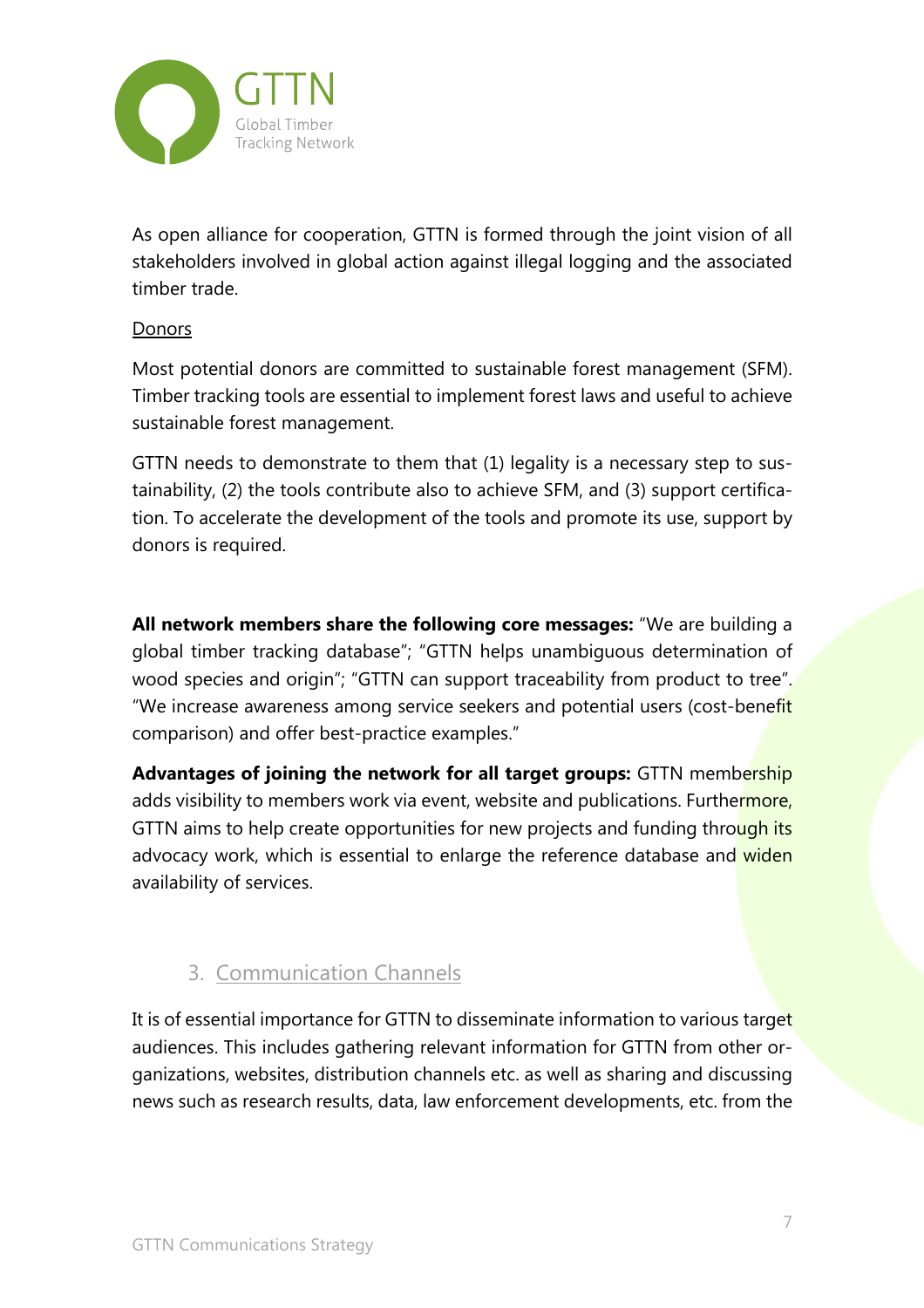As open alliance for cooperation, GTTN is formed through the joint vision of all stakeholders involved in global action against illegal logging and the associated timber trade.

<u>Donors</u>

Most potential donors are committed to sustainable forest management (SFM). Timber tracking tools are essential to implement forest laws and useful to achieve sustainable forest management.

GTTN needs to demonstrate to them that (1) legality is a necessary step to sustainability, (2) the tools contribute also to achieve SFM, and (3) support certification. To accelerate the development of the tools and promote its use, support by donors is required.

**All network members share the following core messages:** "We are building a global timber tracking database"; "GTTN helps unambiguous determination of wood species and origin"; "GTTN can support traceability from product to tree". "We increase awareness among service seekers and potential users (cost-benefit comparison) and offer best-practice examples."

**Advantages of joining the network for all target groups:** GTTN membership adds visibility to members work via event, website and publications. Furthermore, GTTN aims to help create opportunities for new projects and funding through its advocacy work, which is essential to enlarge the reference database and widen availability of services.

## 3. Communication Channels

It is of essential importance for GTTN to disseminate information to various target audiences. This includes gathering relevant information for GTTN from other organizations, websites, distribution channels etc. as well as sharing and discussing news such as research results, data, law enforcement developments, etc. from the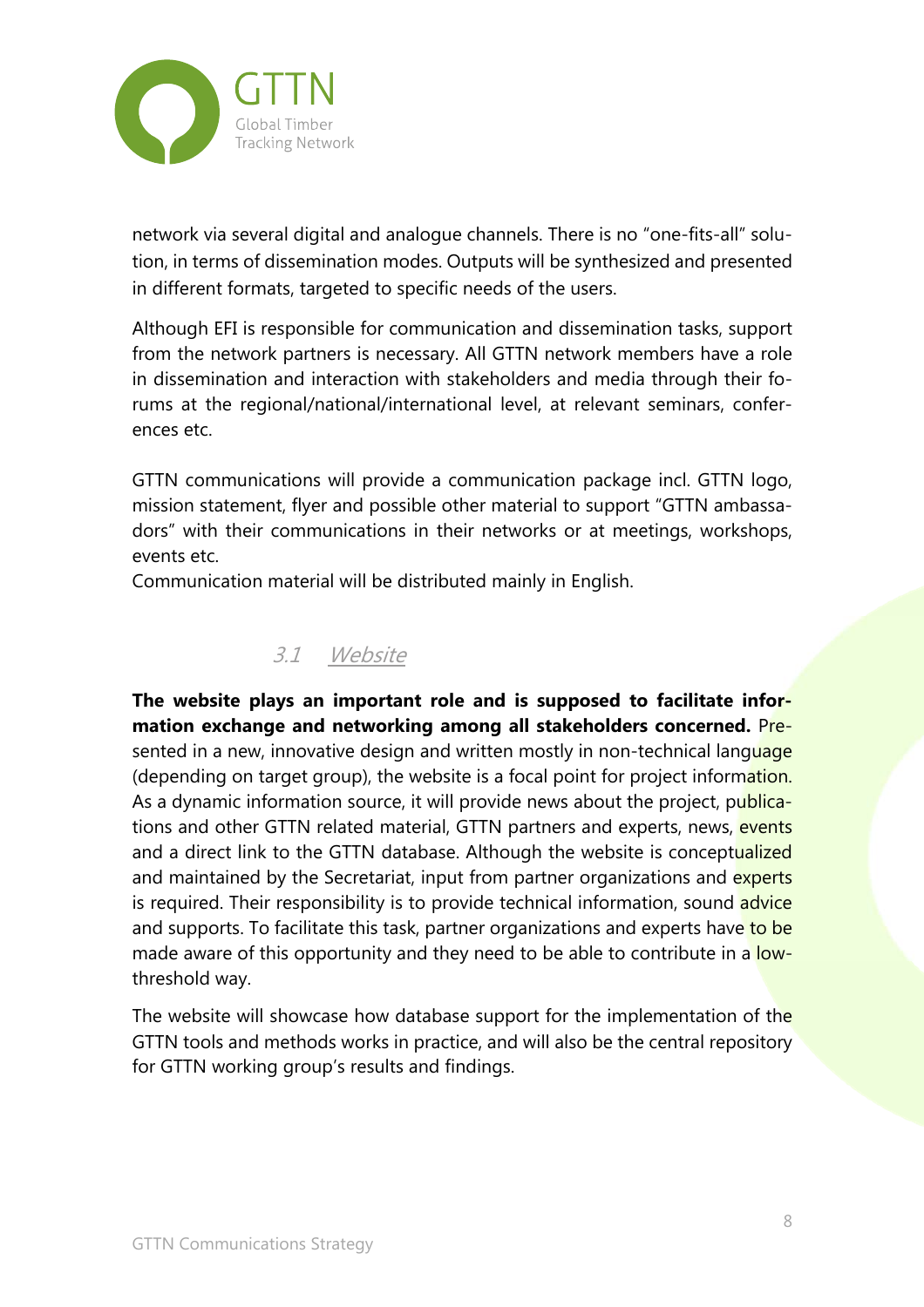network via several digital and analogue channels. There is no "one-fits-all" solution, in terms of dissemination modes. Outputs will be synthesized and presented in different formats, targeted to specific needs of the users.

Although EFI is responsible for communication and dissemination tasks, support from the network partners is necessary. All GTTN network members have a role in dissemination and interaction with stakeholders and media through their forums at the regional/national/international level, at relevant seminars, conferences etc.

GTTN communications will provide a communication package incl. GTTN logo, mission statement, flyer and possible other material to support "GTTN ambassadors" with their communications in their networks or at meetings, workshops, events etc.
Communication material will be distributed mainly in English.

## 3.1 Website

**The website plays an important role and is supposed to facilitate information exchange and networking among all stakeholders concerned.** Presented in a new, innovative design and written mostly in non-technical language (depending on target group), the website is a focal point for project information. As a dynamic information source, it will provide news about the project, publications and other GTTN related material, GTTN partners and experts, news, events and a direct link to the GTTN database. Although the website is conceptualized and maintained by the Secretariat, input from partner organizations and experts is required. Their responsibility is to provide technical information, sound advice and supports. To facilitate this task, partner organizations and experts have to be made aware of this opportunity and they need to be able to contribute in a low-threshold way.

The website will showcase how database support for the implementation of the GTTN tools and methods works in practice, and will also be the central repository for GTTN working group's results and findings.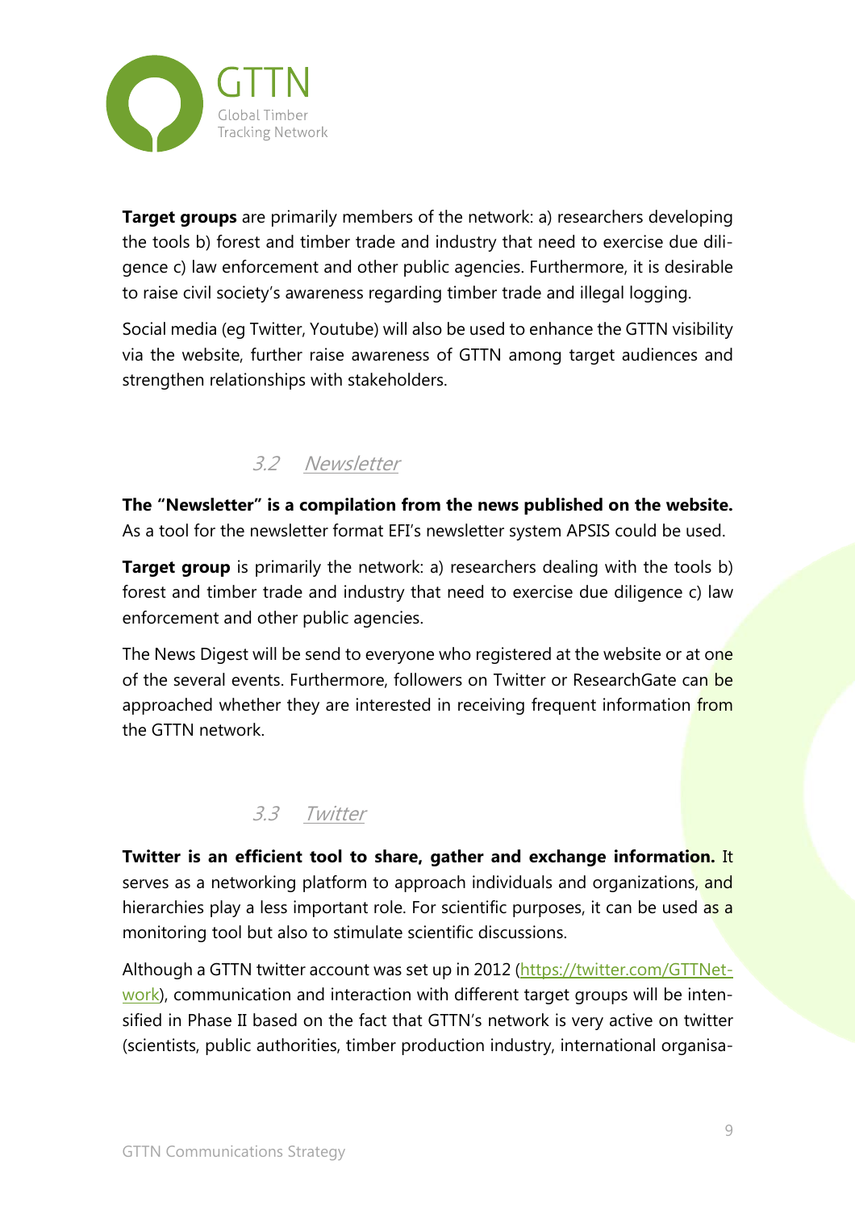**Target groups** are primarily members of the network: a) researchers developing the tools b) forest and timber trade and industry that need to exercise due diligence c) law enforcement and other public agencies. Furthermore, it is desirable to raise civil society's awareness regarding timber trade and illegal logging.

Social media (eg Twitter, Youtube) will also be used to enhance the GTTN visibility via the website, further raise awareness of GTTN among target audiences and strengthen relationships with stakeholders.

### 3.2 Newsletter

**The "Newsletter" is a compilation from the news published on the website.** As a tool for the newsletter format EFI's newsletter system APSIS could be used.

**Target group** is primarily the network: a) researchers dealing with the tools b) forest and timber trade and industry that need to exercise due diligence c) law enforcement and other public agencies.

The News Digest will be send to everyone who registered at the website or at one of the several events. Furthermore, followers on Twitter or ResearchGate can be approached whether they are interested in receiving frequent information from the GTTN network.

### 3.3 Twitter

**Twitter is an efficient tool to share, gather and exchange information.** It serves as a networking platform to approach individuals and organizations, and hierarchies play a less important role. For scientific purposes, it can be used as a monitoring tool but also to stimulate scientific discussions.

Although a GTTN twitter account was set up in 2012 ([https://twitter.com/GTTNetwork](https://twitter.com/GTTNetwork)), communication and interaction with different target groups will be intensified in Phase II based on the fact that GTTN's network is very active on twitter (scientists, public authorities, timber production industry, international organisa-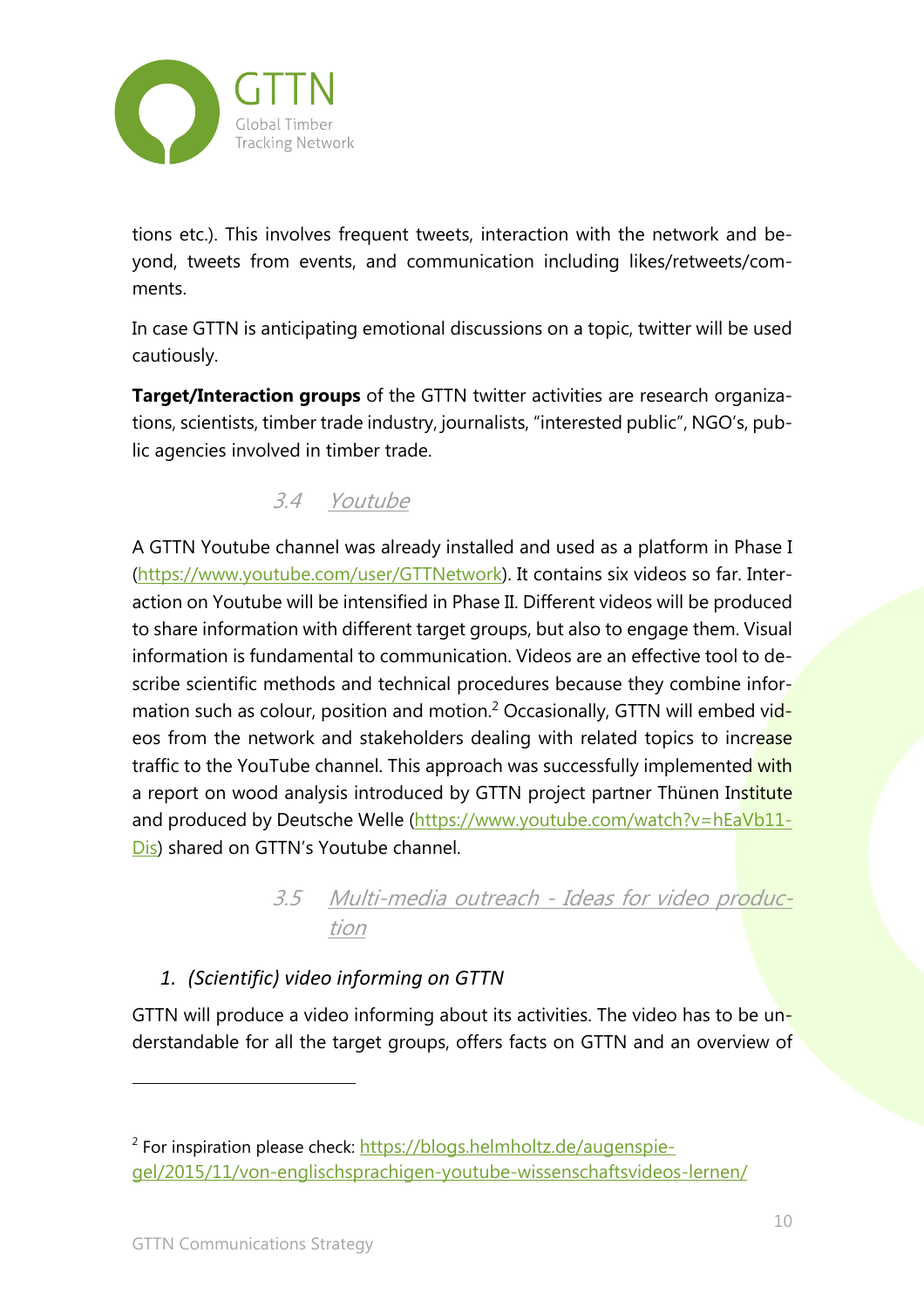tions etc.). This involves frequent tweets, interaction with the network and beyond, tweets from events, and communication including likes/retweets/comments.

In case GTTN is anticipating emotional discussions on a topic, twitter will be used cautiously.

**Target/Interaction groups** of the GTTN twitter activities are research organizations, scientists, timber trade industry, journalists, "interested public", NGO's, public agencies involved in timber trade.

### 3.4 Youtube

A GTTN Youtube channel was already installed and used as a platform in Phase I (https://www.youtube.com/user/GTTNetwork). It contains six videos so far. Interaction on Youtube will be intensified in Phase II. Different videos will be produced to share information with different target groups, but also to engage them. Visual information is fundamental to communication. Videos are an effective tool to describe scientific methods and technical procedures because they combine information such as colour, position and motion.[2] Occasionally, GTTN will embed videos from the network and stakeholders dealing with related topics to increase traffic to the YouTube channel. This approach was successfully implemented with a report on wood analysis introduced by GTTN project partner Thünen Institute and produced by Deutsche Welle (https://www.youtube.com/watch?v=hEaVb11-Dis) shared on GTTN's Youtube channel.

### 3.5 Multi-media outreach - Ideas for video production

1. *(Scientific) video informing on GTTN*

GTTN will produce a video informing about its activities. The video has to be understandable for all the target groups, offers facts on GTTN and an overview of

---

[2] For inspiration please check: https://blogs.helmholtz.de/augenspiegel/2015/11/von-englischsprachigen-youtube-wissenschaftsvideos-lernen/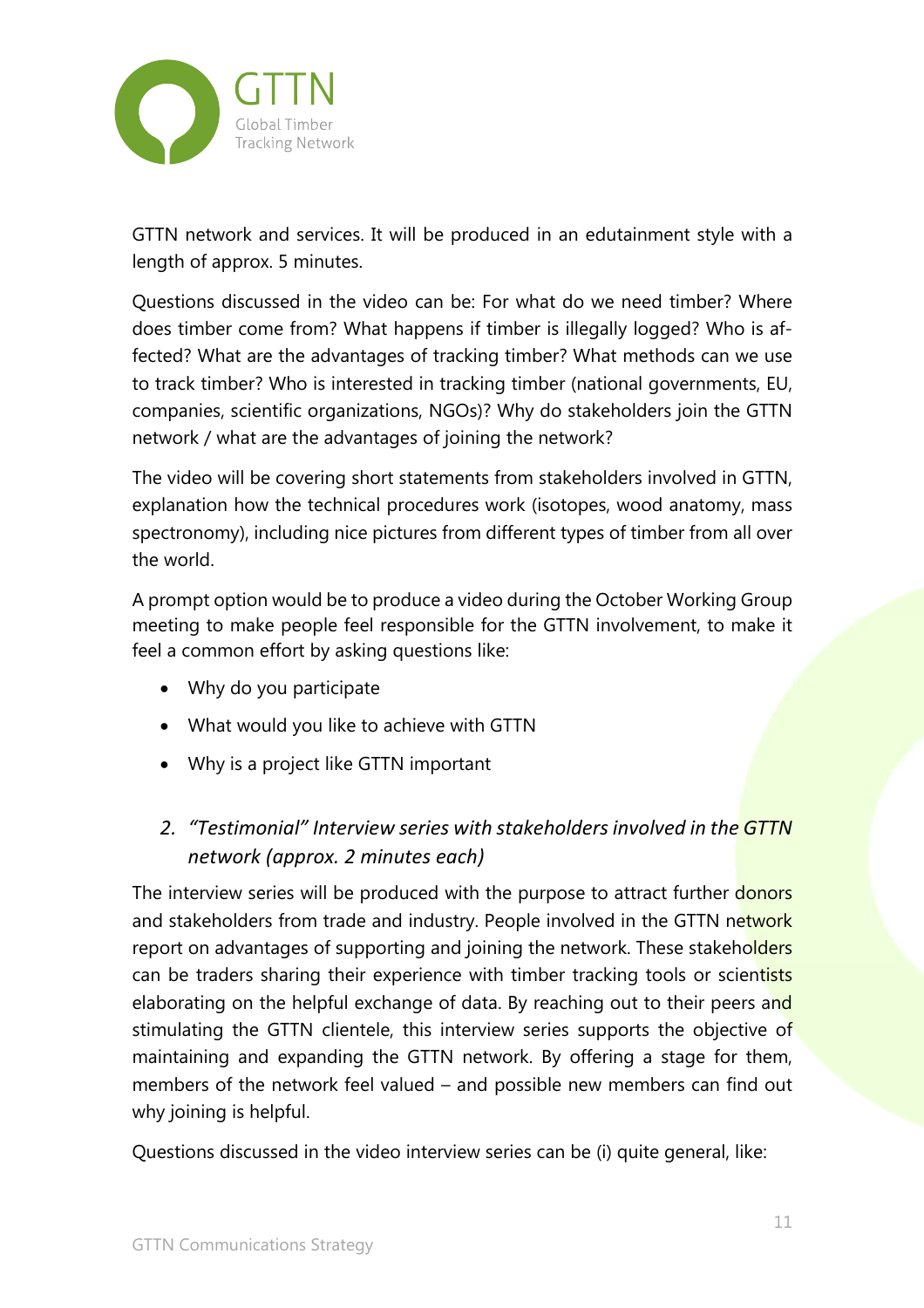GTTN network and services. It will be produced in an edutainment style with a length of approx. 5 minutes.

Questions discussed in the video can be: For what do we need timber? Where does timber come from? What happens if timber is illegally logged? Who is affected? What are the advantages of tracking timber? What methods can we use to track timber? Who is interested in tracking timber (national governments, EU, companies, scientific organizations, NGOs)? Why do stakeholders join the GTTN network / what are the advantages of joining the network?

The video will be covering short statements from stakeholders involved in GTTN, explanation how the technical procedures work (isotopes, wood anatomy, mass spectronomy), including nice pictures from different types of timber from all over the world.

A prompt option would be to produce a video during the October Working Group meeting to make people feel responsible for the GTTN involvement, to make it feel a common effort by asking questions like:

- Why do you participate
- What would you like to achieve with GTTN
- Why is a project like GTTN important

### 2. *"Testimonial" Interview series with stakeholders involved in the GTTN network (approx. 2 minutes each)*

The interview series will be produced with the purpose to attract further donors and stakeholders from trade and industry. People involved in the GTTN network report on advantages of supporting and joining the network. These stakeholders can be traders sharing their experience with timber tracking tools or scientists elaborating on the helpful exchange of data. By reaching out to their peers and stimulating the GTTN clientele, this interview series supports the objective of maintaining and expanding the GTTN network. By offering a stage for them, members of the network feel valued – and possible new members can find out why joining is helpful.

Questions discussed in the video interview series can be (i) quite general, like: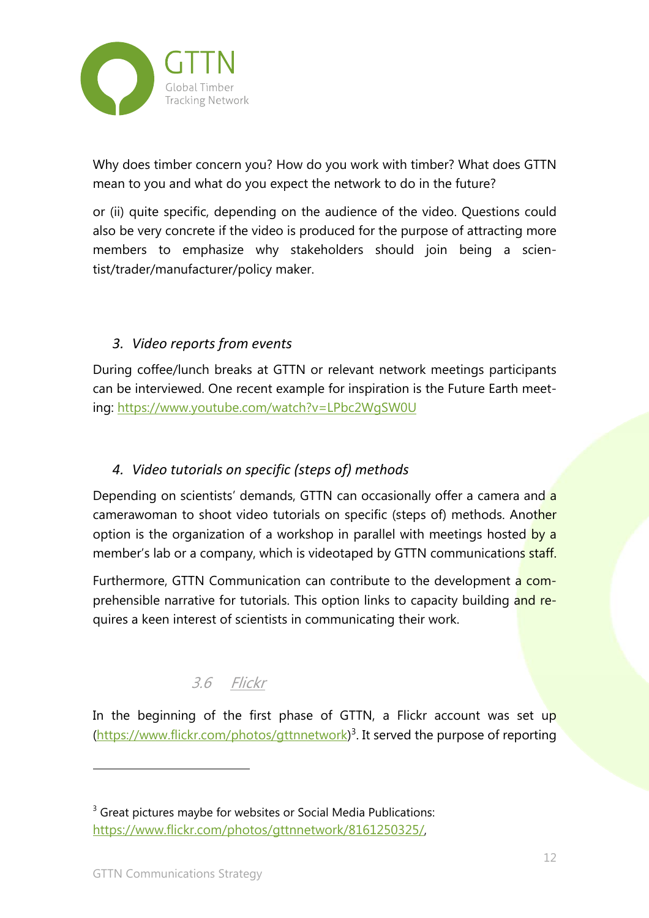Why does timber concern you? How do you work with timber? What does GTTN mean to you and what do you expect the network to do in the future?

or (ii) quite specific, depending on the audience of the video. Questions could also be very concrete if the video is produced for the purpose of attracting more members to emphasize why stakeholders should join being a scientist/trader/manufacturer/policy maker.

### *3. Video reports from events*

During coffee/lunch breaks at GTTN or relevant network meetings participants can be interviewed. One recent example for inspiration is the Future Earth meeting: https://www.youtube.com/watch?v=LPbc2WgSW0U

### *4. Video tutorials on specific (steps of) methods*

Depending on scientists' demands, GTTN can occasionally offer a camera and a camerawoman to shoot video tutorials on specific (steps of) methods. Another option is the organization of a workshop in parallel with meetings hosted by a member's lab or a company, which is videotaped by GTTN communications staff.

Furthermore, GTTN Communication can contribute to the development a comprehensible narrative for tutorials. This option links to capacity building and requires a keen interest of scientists in communicating their work.

## 3.6 Flickr

In the beginning of the first phase of GTTN, a Flickr account was set up (https://www.flickr.com/photos/gttnnetwork)[3]. It served the purpose of reporting

---

[3] Great pictures maybe for websites or Social Media Publications: https://www.flickr.com/photos/gttnnetwork/8161250325/,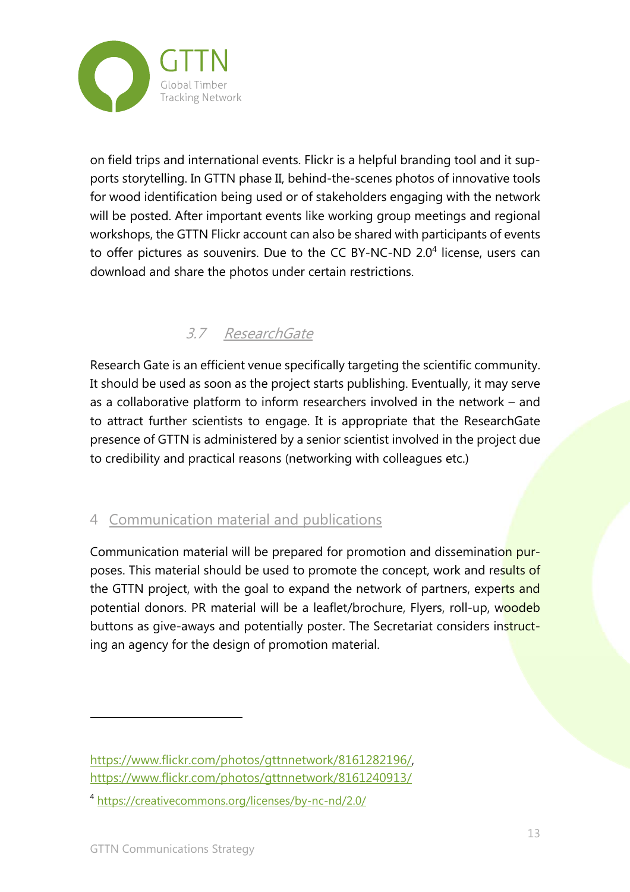on field trips and international events. Flickr is a helpful branding tool and it supports storytelling. In GTTN phase II, behind-the-scenes photos of innovative tools for wood identification being used or of stakeholders engaging with the network will be posted. After important events like working group meetings and regional workshops, the GTTN Flickr account can also be shared with participants of events to offer pictures as souvenirs. Due to the CC BY-NC-ND 2.0[4] license, users can download and share the photos under certain restrictions.

### 3.7 ResearchGate

Research Gate is an efficient venue specifically targeting the scientific community. It should be used as soon as the project starts publishing. Eventually, it may serve as a collaborative platform to inform researchers involved in the network – and to attract further scientists to engage. It is appropriate that the ResearchGate presence of GTTN is administered by a senior scientist involved in the project due to credibility and practical reasons (networking with colleagues etc.)

## 4 Communication material and publications

Communication material will be prepared for promotion and dissemination purposes. This material should be used to promote the concept, work and results of the GTTN project, with the goal to expand the network of partners, experts and potential donors. PR material will be a leaflet/brochure, Flyers, roll-up, woodeb buttons as give-aways and potentially poster. The Secretariat considers instructing an agency for the design of promotion material.

---

https://www.flickr.com/photos/gttnnetwork/8161282196/, https://www.flickr.com/photos/gttnnetwork/8161240913/

[4] https://creativecommons.org/licenses/by-nc-nd/2.0/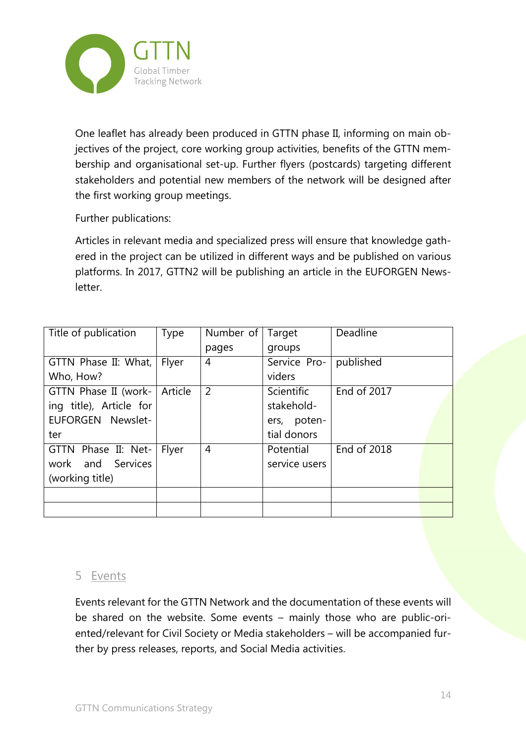One leaflet has already been produced in GTTN phase II, informing on main objectives of the project, core working group activities, benefits of the GTTN membership and organisational set-up. Further flyers (postcards) targeting different stakeholders and potential new members of the network will be designed after the first working group meetings.

Further publications:

Articles in relevant media and specialized press will ensure that knowledge gathered in the project can be utilized in different ways and be published on various platforms. In 2017, GTTN2 will be publishing an article in the EUFORGEN Newsletter.

| Title of publication | Type | Number of pages | Target groups | Deadline |
|---|---|---|---|---|
| GTTN Phase II: What, Who, How? | Flyer | 4 | Service Providers | published |
| GTTN Phase II (working title), Article for EUFORGEN Newsletter | Article | 2 | Scientific stakeholders, potential donors | End of 2017 |
| GTTN Phase II: Network and Services (working title) | Flyer | 4 | Potential service users | End of 2018 |
| | | | | |
| | | | | |

## 5 Events

Events relevant for the GTTN Network and the documentation of these events will be shared on the website. Some events – mainly those who are public-oriented/relevant for Civil Society or Media stakeholders – will be accompanied further by press releases, reports, and Social Media activities.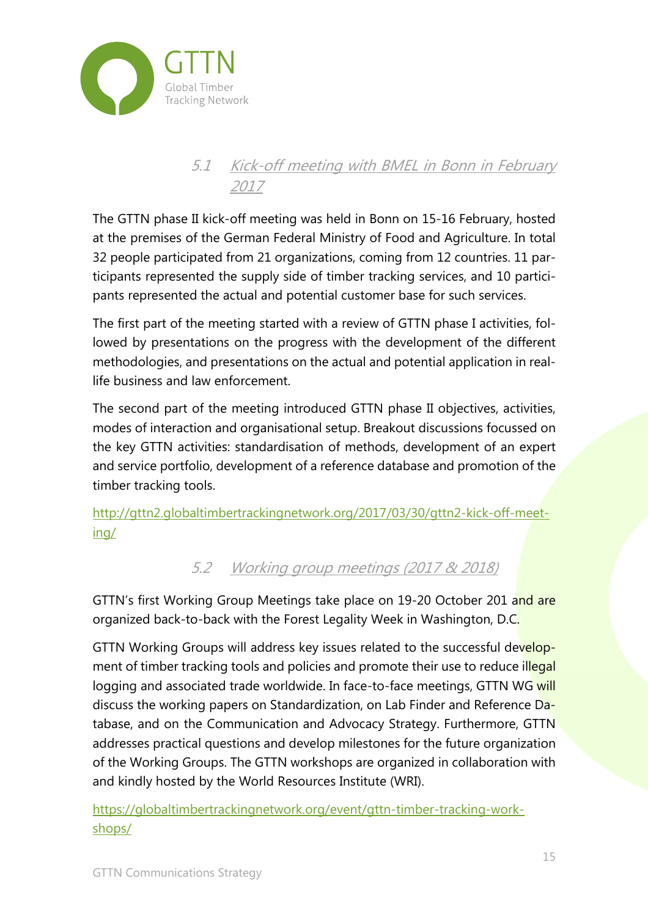### 5.1 Kick-off meeting with BMEL in Bonn in February 2017

The GTTN phase II kick-off meeting was held in Bonn on 15-16 February, hosted at the premises of the German Federal Ministry of Food and Agriculture. In total 32 people participated from 21 organizations, coming from 12 countries. 11 participants represented the supply side of timber tracking services, and 10 participants represented the actual and potential customer base for such services.

The first part of the meeting started with a review of GTTN phase I activities, followed by presentations on the progress with the development of the different methodologies, and presentations on the actual and potential application in real-life business and law enforcement.

The second part of the meeting introduced GTTN phase II objectives, activities, modes of interaction and organisational setup. Breakout discussions focussed on the key GTTN activities: standardisation of methods, development of an expert and service portfolio, development of a reference database and promotion of the timber tracking tools.

http://gttn2.globaltimbertrackingnetwork.org/2017/03/30/gttn2-kick-off-meeting/

### 5.2 Working group meetings (2017 & 2018)

GTTN's first Working Group Meetings take place on 19-20 October 201 and are organized back-to-back with the Forest Legality Week in Washington, D.C.

GTTN Working Groups will address key issues related to the successful development of timber tracking tools and policies and promote their use to reduce illegal logging and associated trade worldwide. In face-to-face meetings, GTTN WG will discuss the working papers on Standardization, on Lab Finder and Reference Database, and on the Communication and Advocacy Strategy. Furthermore, GTTN addresses practical questions and develop milestones for the future organization of the Working Groups. The GTTN workshops are organized in collaboration with and kindly hosted by the World Resources Institute (WRI).

https://globaltimbertrackingnetwork.org/event/gttn-timber-tracking-workshops/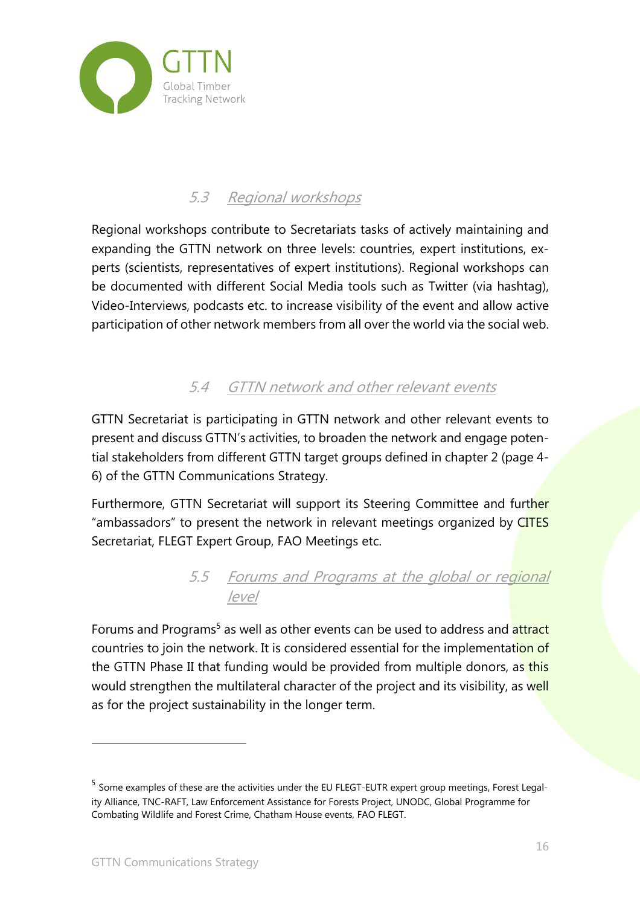### 5.3 Regional workshops

Regional workshops contribute to Secretariats tasks of actively maintaining and expanding the GTTN network on three levels: countries, expert institutions, experts (scientists, representatives of expert institutions). Regional workshops can be documented with different Social Media tools such as Twitter (via hashtag), Video-Interviews, podcasts etc. to increase visibility of the event and allow active participation of other network members from all over the world via the social web.

### 5.4 GTTN network and other relevant events

GTTN Secretariat is participating in GTTN network and other relevant events to present and discuss GTTN's activities, to broaden the network and engage potential stakeholders from different GTTN target groups defined in chapter 2 (page 4-6) of the GTTN Communications Strategy.

Furthermore, GTTN Secretariat will support its Steering Committee and further "ambassadors" to present the network in relevant meetings organized by CITES Secretariat, FLEGT Expert Group, FAO Meetings etc.

### 5.5 Forums and Programs at the global or regional level

Forums and Programs[5] as well as other events can be used to address and attract countries to join the network. It is considered essential for the implementation of the GTTN Phase II that funding would be provided from multiple donors, as this would strengthen the multilateral character of the project and its visibility, as well as for the project sustainability in the longer term.

---

[5] Some examples of these are the activities under the EU FLEGT-EUTR expert group meetings, Forest Legality Alliance, TNC-RAFT, Law Enforcement Assistance for Forests Project, UNODC, Global Programme for Combating Wildlife and Forest Crime, Chatham House events, FAO FLEGT.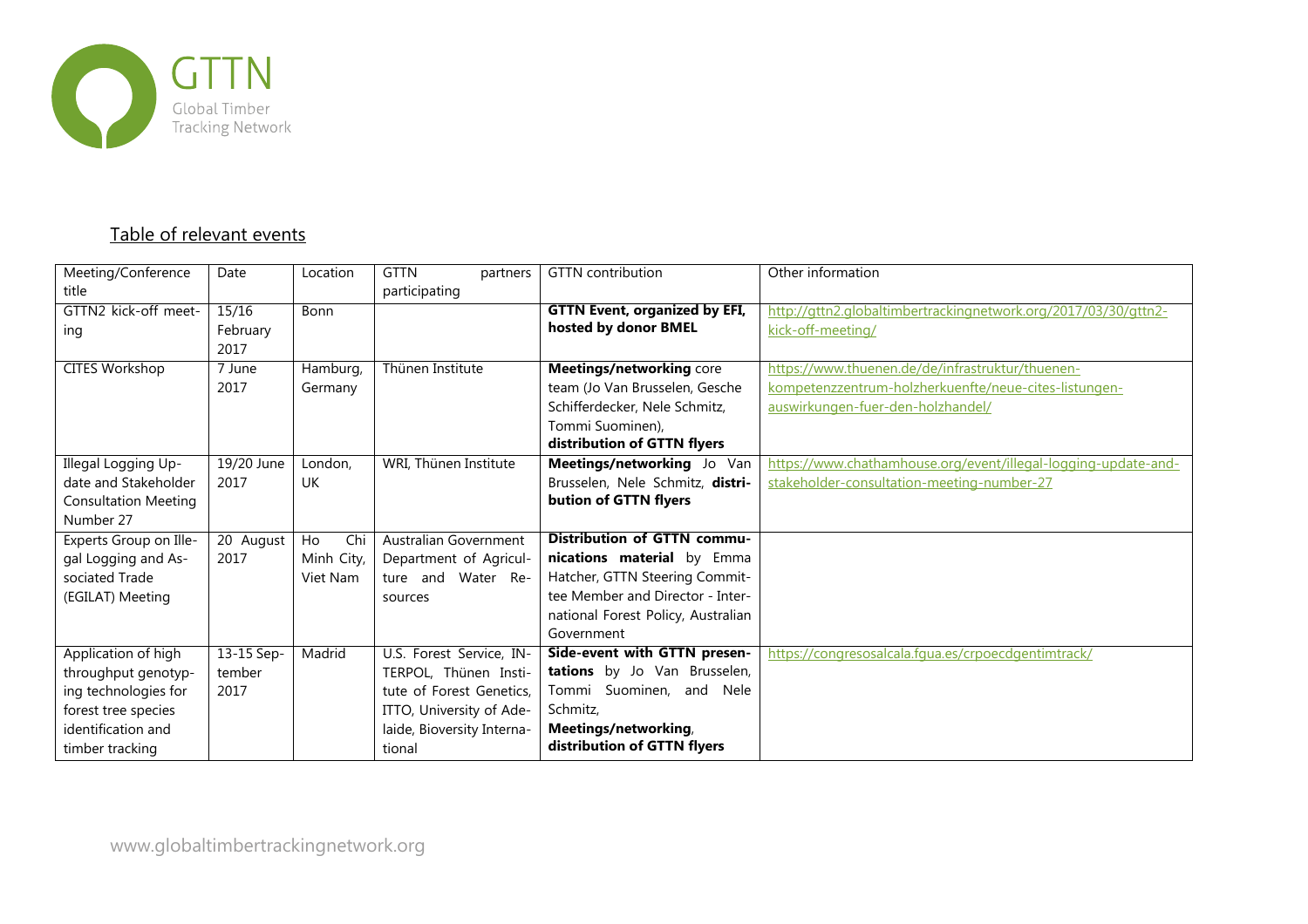## Table of relevant events

| Meeting/Conference title | Date | Location | GTTN partners participating | GTTN contribution | Other information |
|---|---|---|---|---|---|
| GTTN2 kick-off meeting | 15/16 February 2017 | Bonn | | **GTTN Event, organized by EFI, hosted by donor BMEL** | http://gttn2.globaltimbertrackingnetwork.org/2017/03/30/gttn2-kick-off-meeting/ |
| CITES Workshop | 7 June 2017 | Hamburg, Germany | Thünen Institute | **Meetings/networking** core team (Jo Van Brusselen, Gesche Schifferdecker, Nele Schmitz, Tommi Suominen), **distribution of GTTN flyers** | https://www.thuenen.de/de/infrastruktur/thuenen-kompetenzzentrum-holzherkuenfte/neue-cites-listungen-auswirkungen-fuer-den-holzhandel/ |
| Illegal Logging Update and Stakeholder Consultation Meeting Number 27 | 19/20 June 2017 | London, UK | WRI, Thünen Institute | **Meetings/networking** Jo Van Brusselen, Nele Schmitz, **distribution of GTTN flyers** | https://www.chathamhouse.org/event/illegal-logging-update-and-stakeholder-consultation-meeting-number-27 |
| Experts Group on Illegal Logging and Associated Trade (EGILAT) Meeting | 20 August 2017 | Ho Chi Minh City, Viet Nam | Australian Government Department of Agriculture and Water Resources | **Distribution of GTTN communications material** by Emma Hatcher, GTTN Steering Committee Member and Director - International Forest Policy, Australian Government | |
| Application of high throughput genotyping technologies for forest tree species identification and timber tracking | 13-15 September 2017 | Madrid | U.S. Forest Service, INTERPOL, Thünen Institute of Forest Genetics, ITTO, University of Adelaide, Bioversity International | **Side-event with GTTN presentations** by Jo Van Brusselen, Tommi Suominen, and Nele Schmitz, **Meetings/networking**, **distribution of GTTN flyers** | https://congresosalcala.fgua.es/crpoecdgentimtrack/ |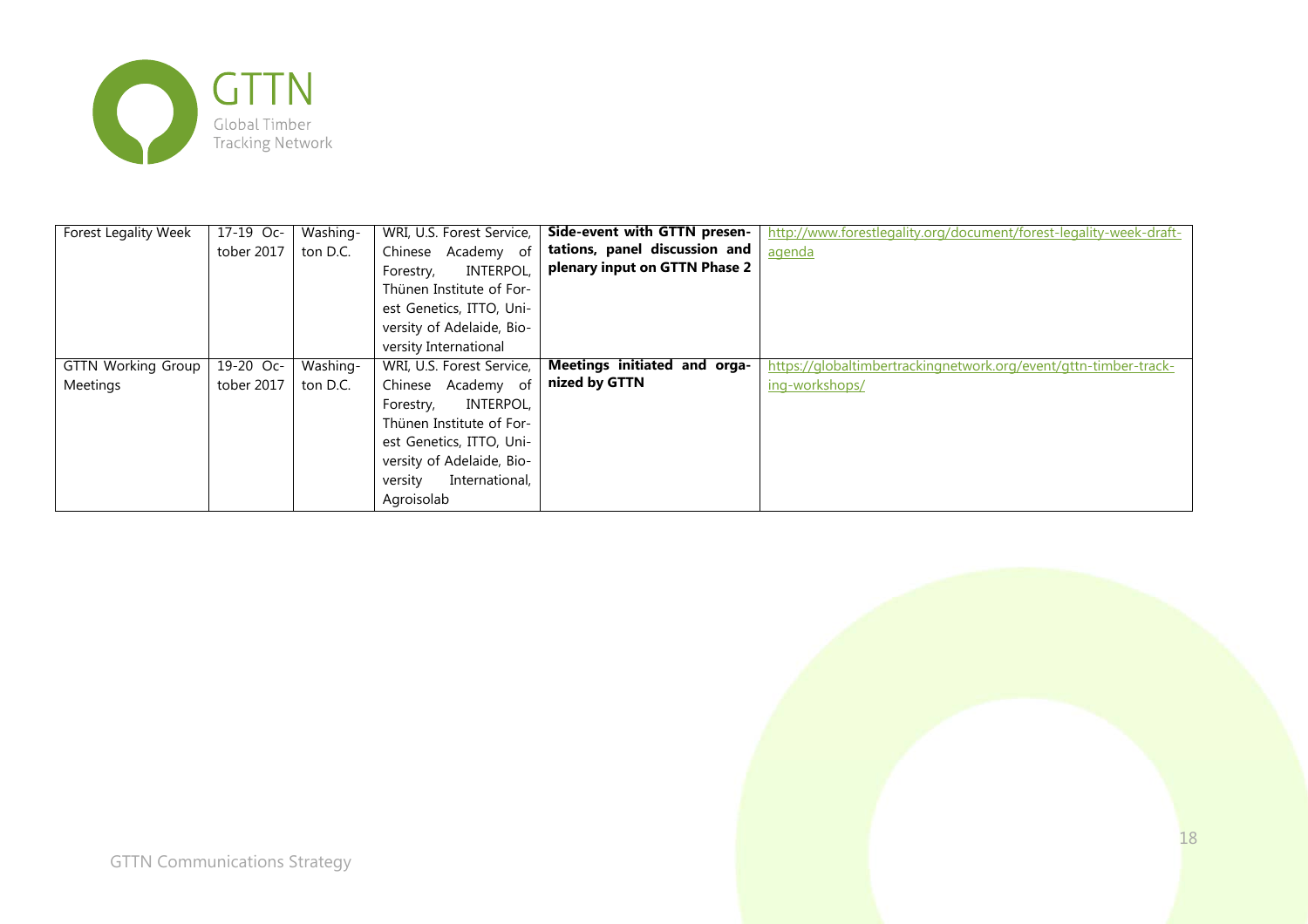| Forest Legality Week | 17-19 October 2017 | Washington D.C. | WRI, U.S. Forest Service, Chinese Academy of Forestry, INTERPOL, Thünen Institute of Forest Genetics, ITTO, University of Adelaide, Bioversity International | **Side-event with GTTN presentations, panel discussion and plenary input on GTTN Phase 2** | http://www.forestlegality.org/document/forest-legality-week-draft-agenda |
|---|---|---|---|---|---|
| GTTN Working Group Meetings | 19-20 October 2017 | Washington D.C. | WRI, U.S. Forest Service, Chinese Academy of Forestry, INTERPOL, Thünen Institute of Forest Genetics, ITTO, University of Adelaide, Bioversity International, Agroisolab | **Meetings initiated and organized by GTTN** | https://globaltimbertrackingnetwork.org/event/gttn-timber-tracking-workshops/ |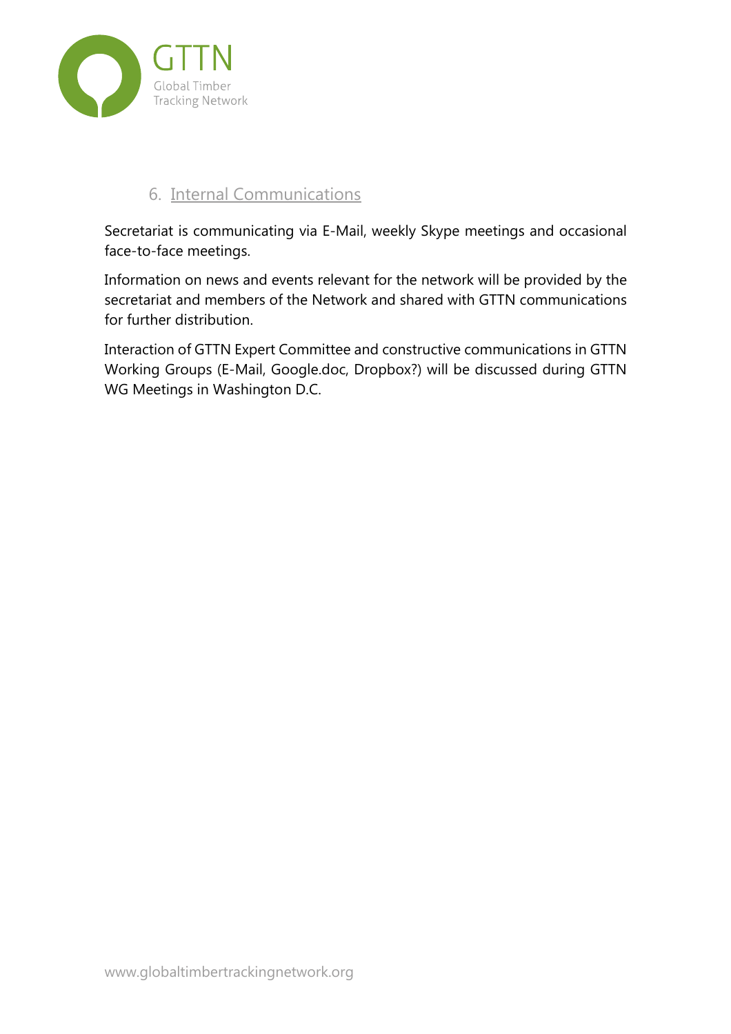## 6. Internal Communications

Secretariat is communicating via E-Mail, weekly Skype meetings and occasional face-to-face meetings.

Information on news and events relevant for the network will be provided by the secretariat and members of the Network and shared with GTTN communications for further distribution.

Interaction of GTTN Expert Committee and constructive communications in GTTN Working Groups (E-Mail, Google.doc, Dropbox?) will be discussed during GTTN WG Meetings in Washington D.C.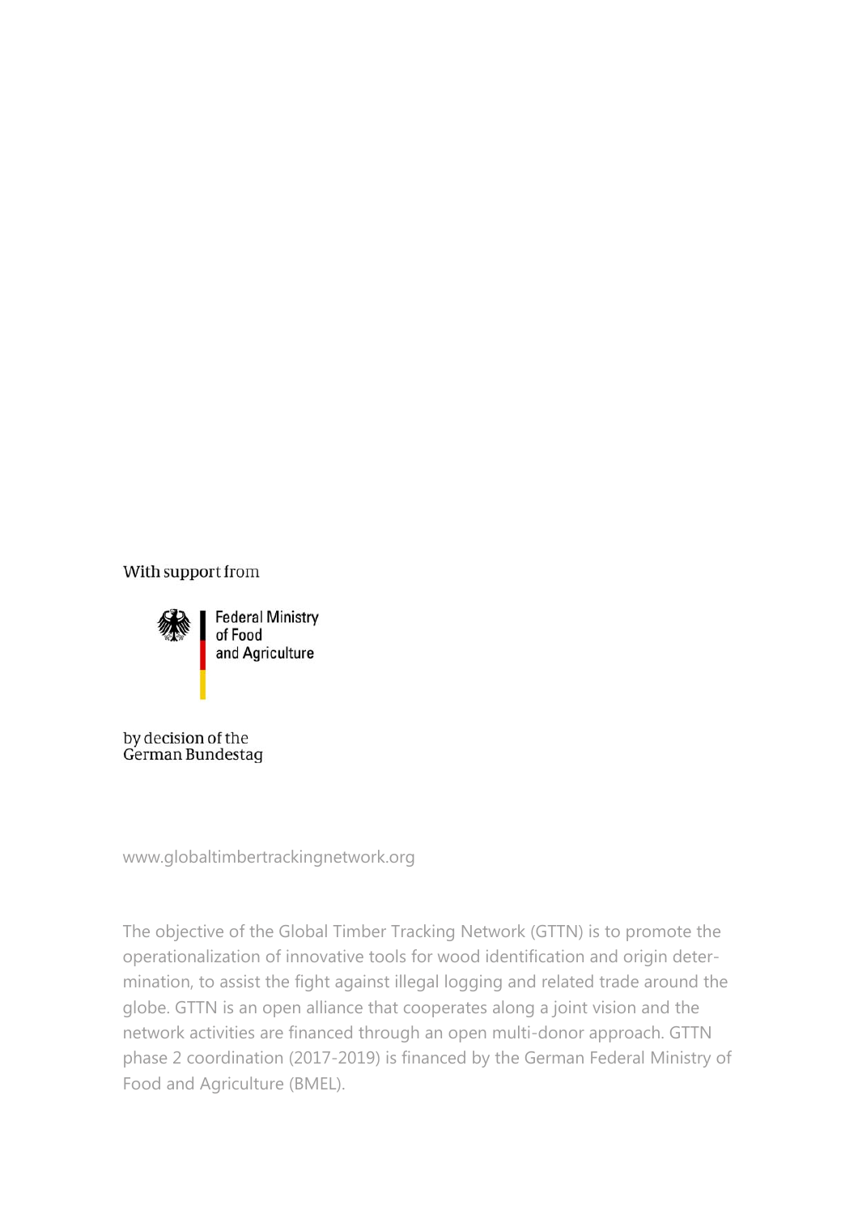With support from

Federal Ministry
of Food
and Agriculture

by decision of the
German Bundestag

www.globaltimbertrackingnetwork.org

The objective of the Global Timber Tracking Network (GTTN) is to promote the operationalization of innovative tools for wood identification and origin determination, to assist the fight against illegal logging and related trade around the globe. GTTN is an open alliance that cooperates along a joint vision and the network activities are financed through an open multi-donor approach. GTTN phase 2 coordination (2017-2019) is financed by the German Federal Ministry of Food and Agriculture (BMEL).